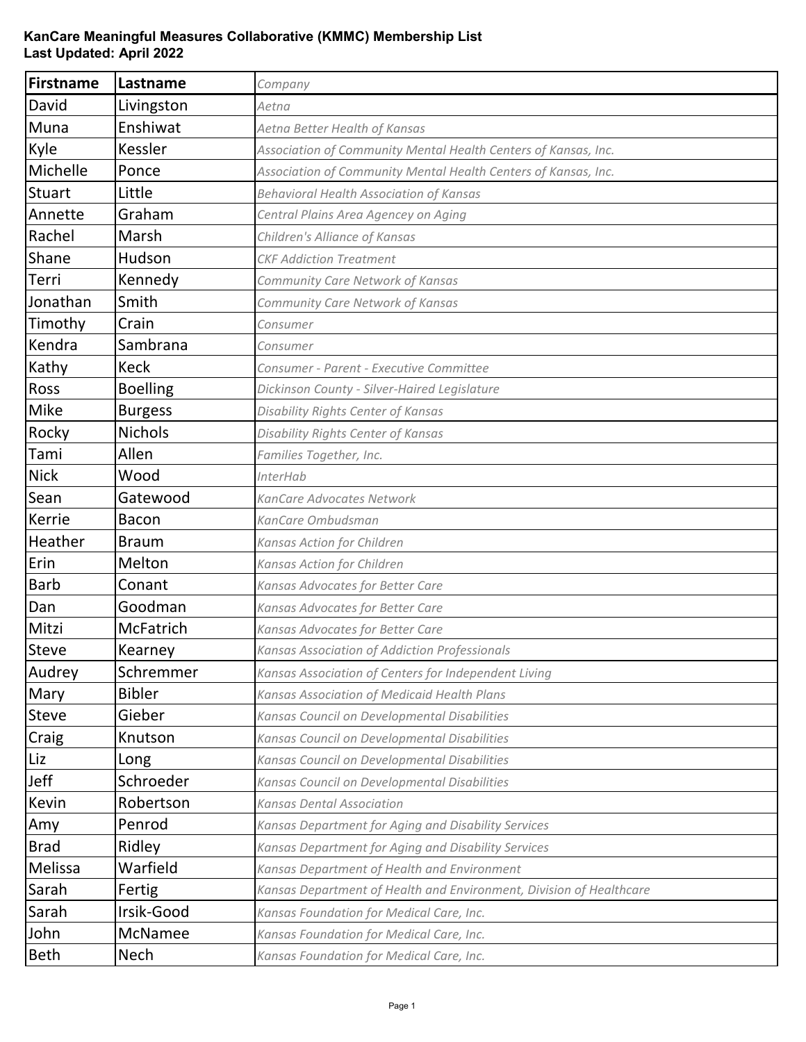**KanCare Meaningful Measures Collaborative (KMMC) Membership List**
**Last Updated: April 2022**

| Firstname | Lastname | *Company* |
|---|---|---|
| David | Livingston | *Aetna* |
| Muna | Enshiwat | *Aetna Better Health of Kansas* |
| Kyle | Kessler | *Association of Community Mental Health Centers of Kansas, Inc.* |
| Michelle | Ponce | *Association of Community Mental Health Centers of Kansas, Inc.* |
| Stuart | Little | *Behavioral Health Association of Kansas* |
| Annette | Graham | *Central Plains Area Agencey on Aging* |
| Rachel | Marsh | *Children's Alliance of Kansas* |
| Shane | Hudson | *CKF Addiction Treatment* |
| Terri | Kennedy | *Community Care Network of Kansas* |
| Jonathan | Smith | *Community Care Network of Kansas* |
| Timothy | Crain | *Consumer* |
| Kendra | Sambrana | *Consumer* |
| Kathy | Keck | *Consumer - Parent - Executive Committee* |
| Ross | Boelling | *Dickinson County - Silver-Haired Legislature* |
| Mike | Burgess | *Disability Rights Center of Kansas* |
| Rocky | Nichols | *Disability Rights Center of Kansas* |
| Tami | Allen | *Families Together, Inc.* |
| Nick | Wood | *InterHab* |
| Sean | Gatewood | *KanCare Advocates Network* |
| Kerrie | Bacon | *KanCare Ombudsman* |
| Heather | Braum | *Kansas Action for Children* |
| Erin | Melton | *Kansas Action for Children* |
| Barb | Conant | *Kansas Advocates for Better Care* |
| Dan | Goodman | *Kansas Advocates for Better Care* |
| Mitzi | McFatrich | *Kansas Advocates for Better Care* |
| Steve | Kearney | *Kansas Association of Addiction Professionals* |
| Audrey | Schremmer | *Kansas Association of Centers for Independent Living* |
| Mary | Bibler | *Kansas Association of Medicaid Health Plans* |
| Steve | Gieber | *Kansas Council on Developmental Disabilities* |
| Craig | Knutson | *Kansas Council on Developmental Disabilities* |
| Liz | Long | *Kansas Council on Developmental Disabilities* |
| Jeff | Schroeder | *Kansas Council on Developmental Disabilities* |
| Kevin | Robertson | *Kansas Dental Association* |
| Amy | Penrod | *Kansas Department for Aging and Disability Services* |
| Brad | Ridley | *Kansas Department for Aging and Disability Services* |
| Melissa | Warfield | *Kansas Department of Health and Environment* |
| Sarah | Fertig | *Kansas Department of Health and Environment, Division of Healthcare* |
| Sarah | Irsik-Good | *Kansas Foundation for Medical Care, Inc.* |
| John | McNamee | *Kansas Foundation for Medical Care, Inc.* |
| Beth | Nech | *Kansas Foundation for Medical Care, Inc.* |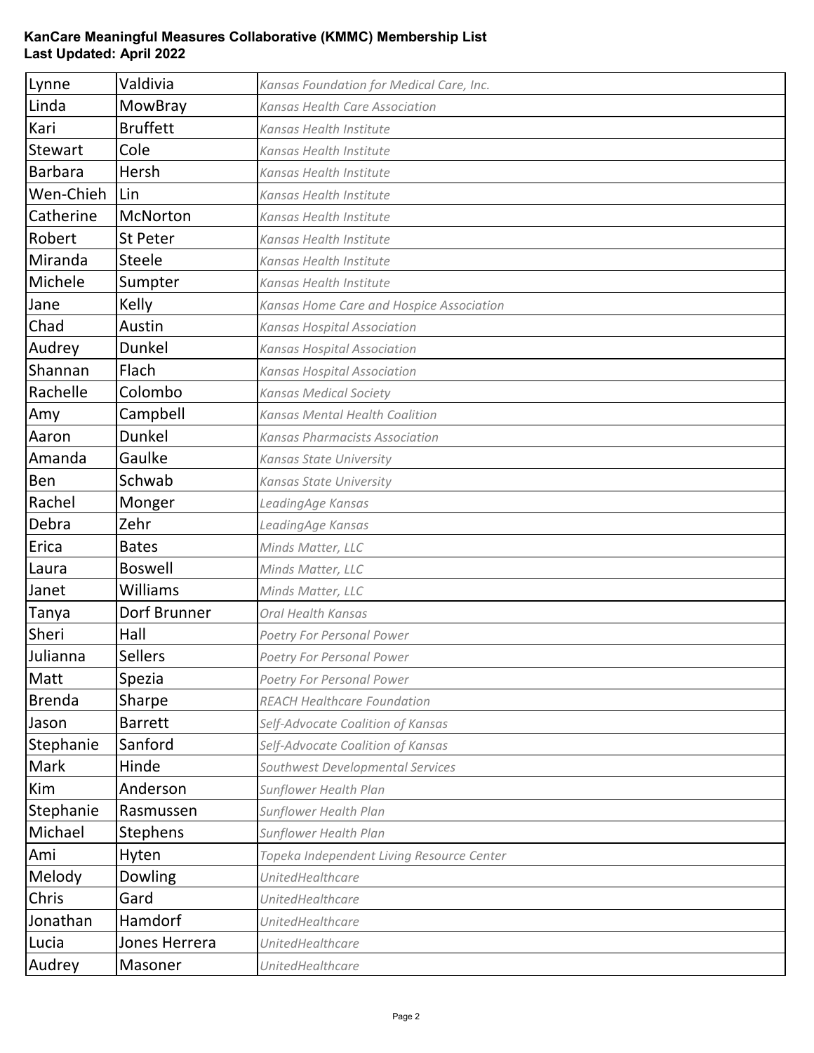**KanCare Meaningful Measures Collaborative (KMMC) Membership List**
**Last Updated: April 2022**

| | | |
|---|---|---|
| Lynne | Valdivia | *Kansas Foundation for Medical Care, Inc.* |
| Linda | MowBray | *Kansas Health Care Association* |
| Kari | Bruffett | *Kansas Health Institute* |
| Stewart | Cole | *Kansas Health Institute* |
| Barbara | Hersh | *Kansas Health Institute* |
| Wen-Chieh | Lin | *Kansas Health Institute* |
| Catherine | McNorton | *Kansas Health Institute* |
| Robert | St Peter | *Kansas Health Institute* |
| Miranda | Steele | *Kansas Health Institute* |
| Michele | Sumpter | *Kansas Health Institute* |
| Jane | Kelly | *Kansas Home Care and Hospice Association* |
| Chad | Austin | *Kansas Hospital Association* |
| Audrey | Dunkel | *Kansas Hospital Association* |
| Shannan | Flach | *Kansas Hospital Association* |
| Rachelle | Colombo | *Kansas Medical Society* |
| Amy | Campbell | *Kansas Mental Health Coalition* |
| Aaron | Dunkel | *Kansas Pharmacists Association* |
| Amanda | Gaulke | *Kansas State University* |
| Ben | Schwab | *Kansas State University* |
| Rachel | Monger | *LeadingAge Kansas* |
| Debra | Zehr | *LeadingAge Kansas* |
| Erica | Bates | *Minds Matter, LLC* |
| Laura | Boswell | *Minds Matter, LLC* |
| Janet | Williams | *Minds Matter, LLC* |
| Tanya | Dorf Brunner | *Oral Health Kansas* |
| Sheri | Hall | *Poetry For Personal Power* |
| Julianna | Sellers | *Poetry For Personal Power* |
| Matt | Spezia | *Poetry For Personal Power* |
| Brenda | Sharpe | *REACH Healthcare Foundation* |
| Jason | Barrett | *Self-Advocate Coalition of Kansas* |
| Stephanie | Sanford | *Self-Advocate Coalition of Kansas* |
| Mark | Hinde | *Southwest Developmental Services* |
| Kim | Anderson | *Sunflower Health Plan* |
| Stephanie | Rasmussen | *Sunflower Health Plan* |
| Michael | Stephens | *Sunflower Health Plan* |
| Ami | Hyten | *Topeka Independent Living Resource Center* |
| Melody | Dowling | *UnitedHealthcare* |
| Chris | Gard | *UnitedHealthcare* |
| Jonathan | Hamdorf | *UnitedHealthcare* |
| Lucia | Jones Herrera | *UnitedHealthcare* |
| Audrey | Masoner | *UnitedHealthcare* |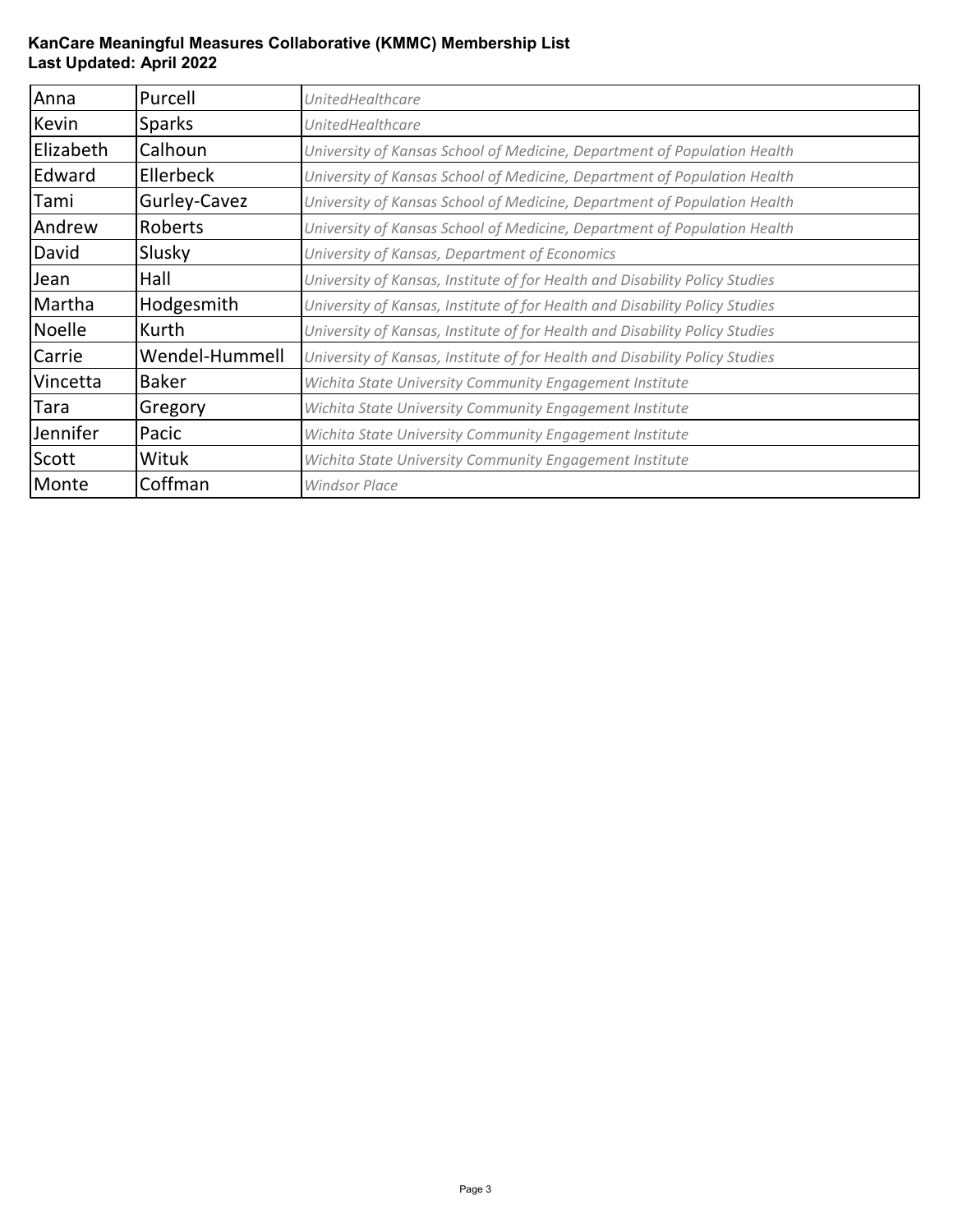**KanCare Meaningful Measures Collaborative (KMMC) Membership List**
**Last Updated: April 2022**

| | | |
|---|---|---|
| Anna | Purcell | *UnitedHealthcare* |
| Kevin | Sparks | *UnitedHealthcare* |
| Elizabeth | Calhoun | *University of Kansas School of Medicine, Department of Population Health* |
| Edward | Ellerbeck | *University of Kansas School of Medicine, Department of Population Health* |
| Tami | Gurley-Cavez | *University of Kansas School of Medicine, Department of Population Health* |
| Andrew | Roberts | *University of Kansas School of Medicine, Department of Population Health* |
| David | Slusky | *University of Kansas, Department of Economics* |
| Jean | Hall | *University of Kansas, Institute of for Health and Disability Policy Studies* |
| Martha | Hodgesmith | *University of Kansas, Institute of for Health and Disability Policy Studies* |
| Noelle | Kurth | *University of Kansas, Institute of for Health and Disability Policy Studies* |
| Carrie | Wendel-Hummell | *University of Kansas, Institute of for Health and Disability Policy Studies* |
| Vincetta | Baker | *Wichita State University Community Engagement Institute* |
| Tara | Gregory | *Wichita State University Community Engagement Institute* |
| Jennifer | Pacic | *Wichita State University Community Engagement Institute* |
| Scott | Wituk | *Wichita State University Community Engagement Institute* |
| Monte | Coffman | *Windsor Place* |